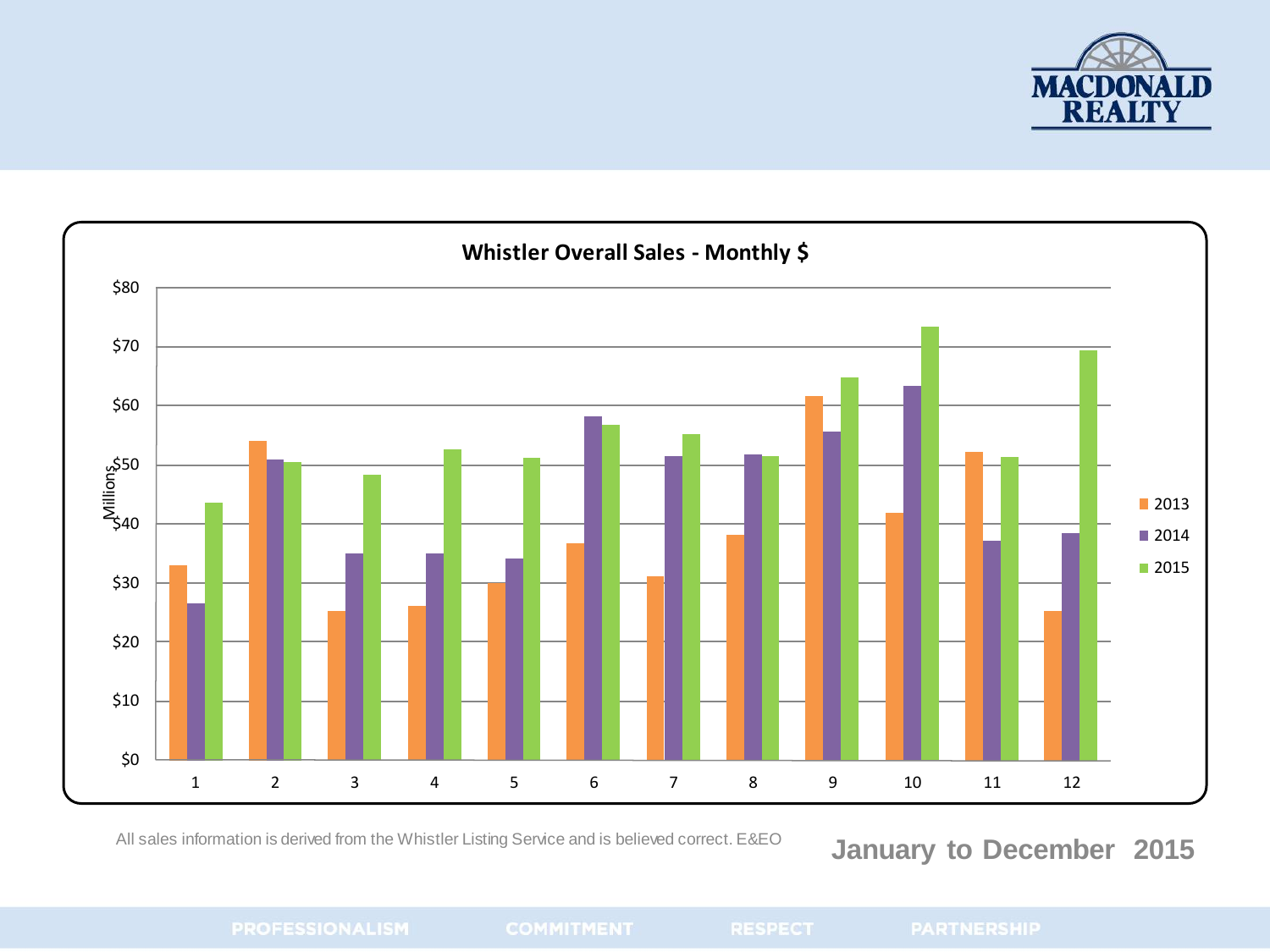# Whistler Overall Sales - Monthly $

| Month | 2013 | 2014 | 2015 |
|---|---|---|---|
| 1 | $33 | $26.5 | $43.5 |
| 2 | $54 | $51 | $50.5 |
| 3 | $25 | $35 | $48 |
| 4 | $26 | $35 | $52.5 |
| 5 | $30 | $34 | $51 |
| 6 | $36.5 | $58 | $56.5 |
| 7 | $31 | $51.5 | $55 |
| 8 | $38 | $51.5 | $51.5 |
| 9 | $61.5 | $55.5 | $64.5 |
| 10 | $42 | $63 | $73.5 |
| 11 | $52 | $37 | $51 |
| 12 | $25 | $38.5 | $69 |

*Values in Millions, approximate readings from chart.*

All sales information is derived from the Whistler Listing Service and is believed correct. E&EO

**January to December 2015**

PROFESSIONALISM COMMITMENT RESPECT PARTNERSHIP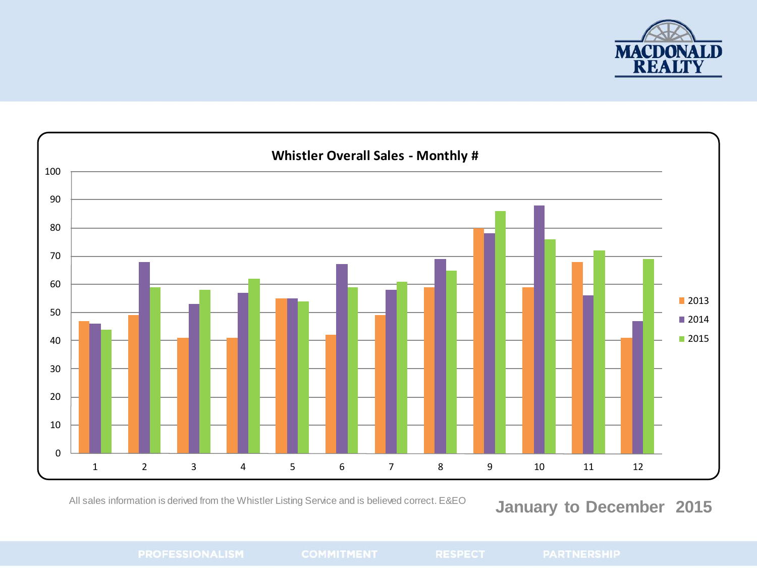## Whistler Overall Sales - Monthly #

| Month | 2013 | 2014 | 2015 |
|---|---|---|---|
| 1 | 47 | 46 | 44 |
| 2 | 49 | 68 | 59 |
| 3 | 41 | 53 | 58 |
| 4 | 41 | 57 | 62 |
| 5 | 55 | 55 | 54 |
| 6 | 42 | 67 | 59 |
| 7 | 49 | 58 | 61 |
| 8 | 59 | 69 | 65 |
| 9 | 80 | 78 | 86 |
| 10 | 59 | 88 | 76 |
| 11 | 68 | 56 | 72 |
| 12 | 41 | 47 | 69 |

All sales information is derived from the Whistler Listing Service and is believed correct. E&EO

**January to December 2015**

PROFESSIONALISM COMMITMENT RESPECT PARTNERSHIP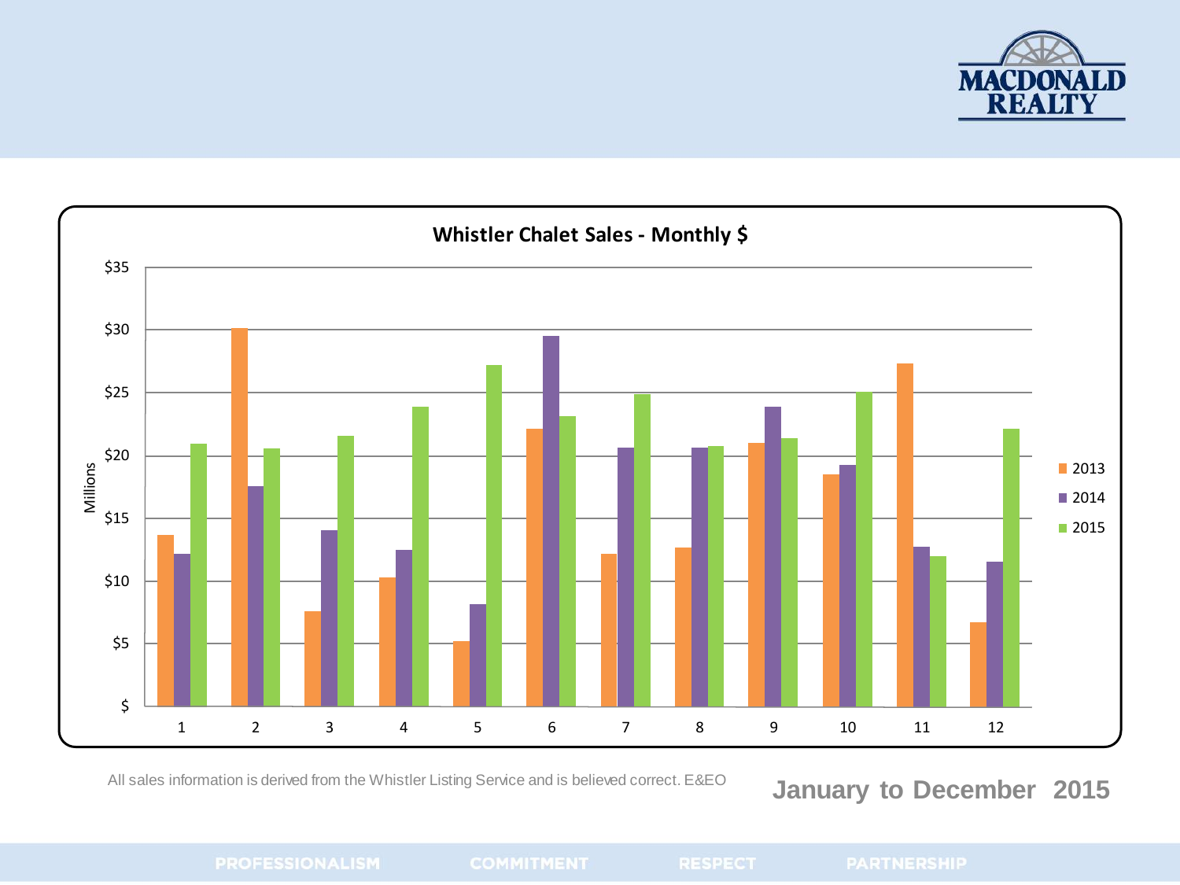MACDONALD REALTY

## Whistler Chalet Sales - Monthly $

All sales information is derived from the Whistler Listing Service and is believed correct. E&EO

**January to December 2015**

PROFESSIONALISM COMMITMENT RESPECT PARTNERSHIP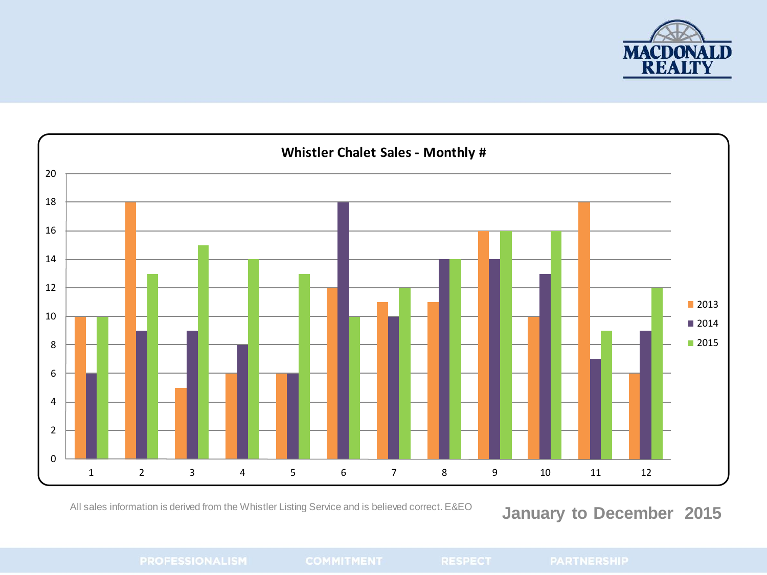## Whistler Chalet Sales - Monthly #

| Month | 2013 | 2014 | 2015 |
|---|---|---|---|
| 1 | 10 | 6 | 10 |
| 2 | 18 | 9 | 13 |
| 3 | 5 | 9 | 15 |
| 4 | 6 | 8 | 14 |
| 5 | 6 | 6 | 13 |
| 6 | 12 | 18 | 10 |
| 7 | 11 | 10 | 12 |
| 8 | 11 | 14 | 14 |
| 9 | 16 | 14 | 16 |
| 10 | 10 | 13 | 16 |
| 11 | 18 | 7 | 9 |
| 12 | 6 | 9 | 12 |

All sales information is derived from the Whistler Listing Service and is believed correct. E&EO

**January to December 2015**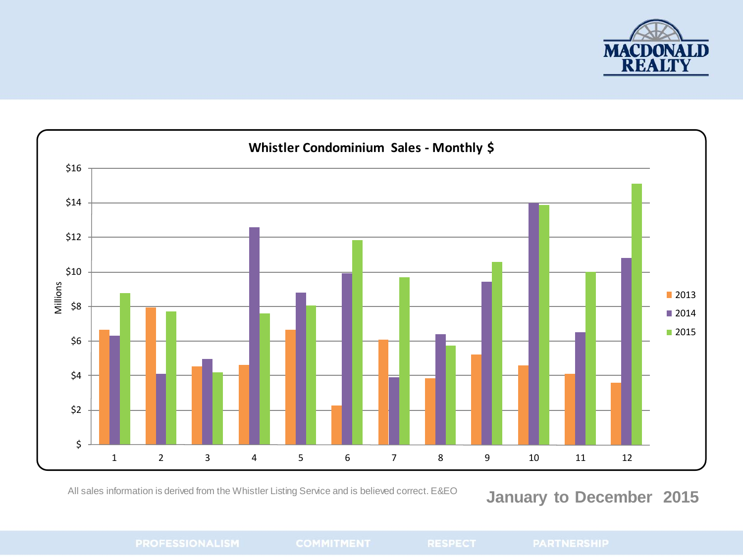MACDONALD REALTY

## Whistler Condominium Sales - Monthly $

All sales information is derived from the Whistler Listing Service and is believed correct. E&EO

**January to December 2015**

PROFESSIONALISM COMMITMENT RESPECT PARTNERSHIP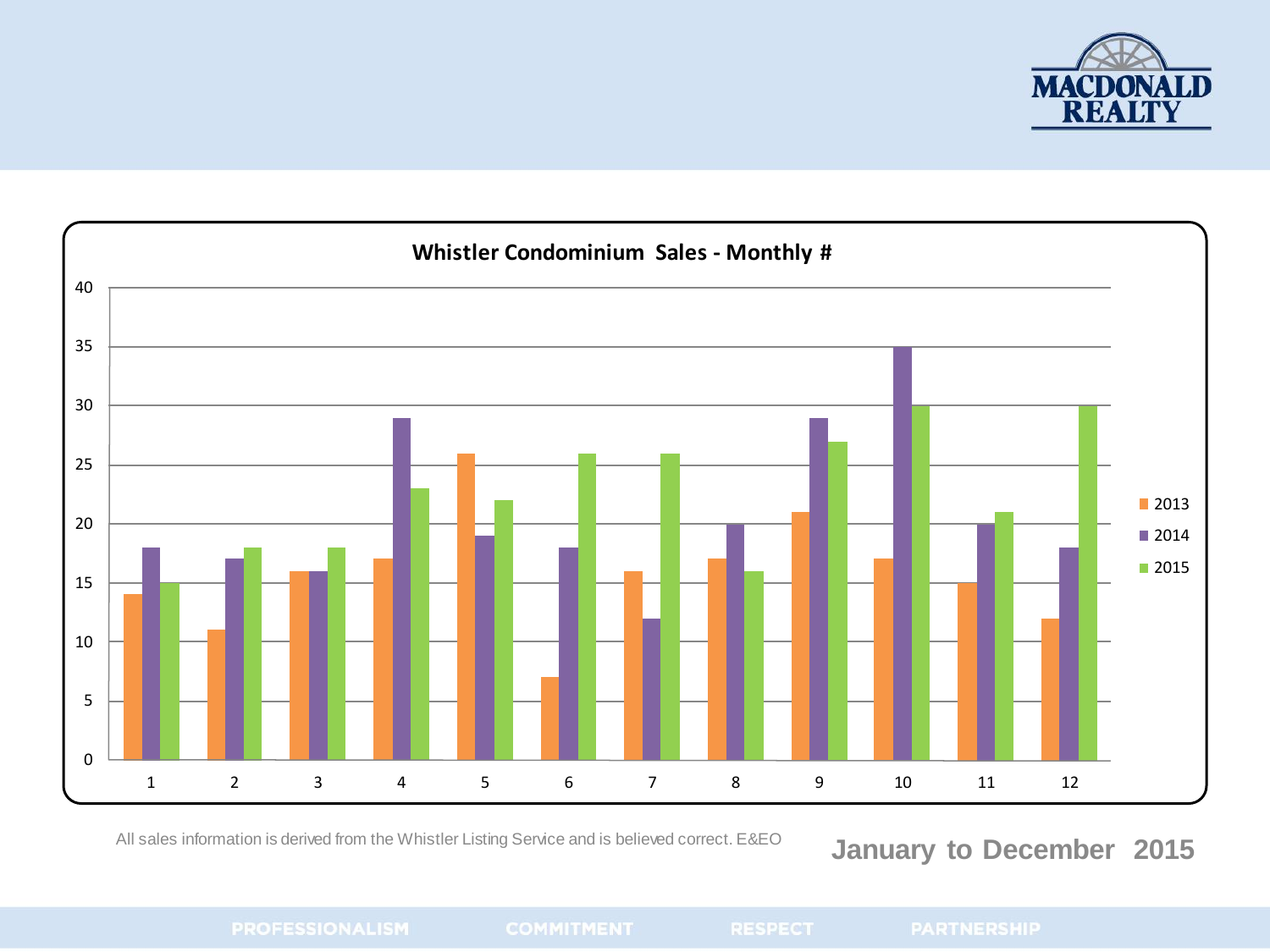## Whistler Condominium Sales - Monthly #

| Month | 2013 | 2014 | 2015 |
|---|---|---|---|
| 1 | 14 | 18 | 15 |
| 2 | 11 | 17 | 18 |
| 3 | 16 | 16 | 18 |
| 4 | 17 | 29 | 23 |
| 5 | 26 | 19 | 22 |
| 6 | 7 | 18 | 26 |
| 7 | 16 | 12 | 26 |
| 8 | 17 | 20 | 16 |
| 9 | 21 | 29 | 27 |
| 10 | 17 | 35 | 30 |
| 11 | 15 | 20 | 21 |
| 12 | 12 | 18 | 30 |

All sales information is derived from the Whistler Listing Service and is believed correct. E&EO

**January to December 2015**

PROFESSIONALISM COMMITMENT RESPECT PARTNERSHIP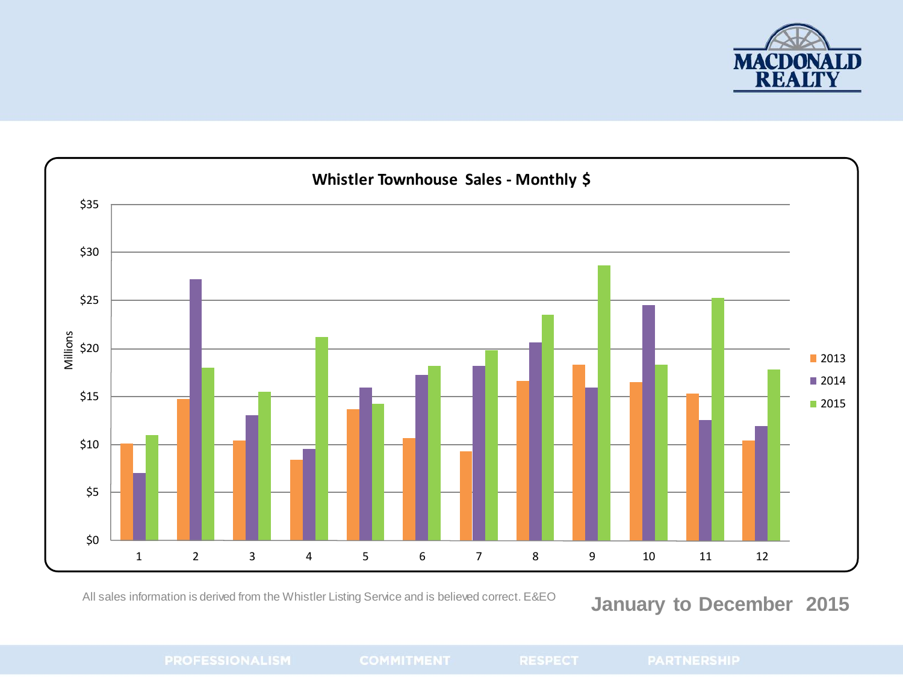## Whistler Townhouse Sales - Monthly $

Millions

| Month | 2013 | 2014 | 2015 |
|---|---|---|---|
| 1 | $10.1 | $7.0 | $11.0 |
| 2 | $14.7 | $27.2 | $18.0 |
| 3 | $10.4 | $13.0 | $15.5 |
| 4 | $8.4 | $9.5 | $21.2 |
| 5 | $13.7 | $15.9 | $14.2 |
| 6 | $10.7 | $17.2 | $18.2 |
| 7 | $9.3 | $18.2 | $19.8 |
| 8 | $16.6 | $20.6 | $23.5 |
| 9 | $18.3 | $15.9 | $28.6 |
| 10 | $16.5 | $24.5 | $18.3 |
| 11 | $15.3 | $12.5 | $25.2 |
| 12 | $10.4 | $11.9 | $17.8 |

All sales information is derived from the Whistler Listing Service and is believed correct. E&EO

**January to December 2015**

PROFESSIONALISM COMMITMENT RESPECT PARTNERSHIP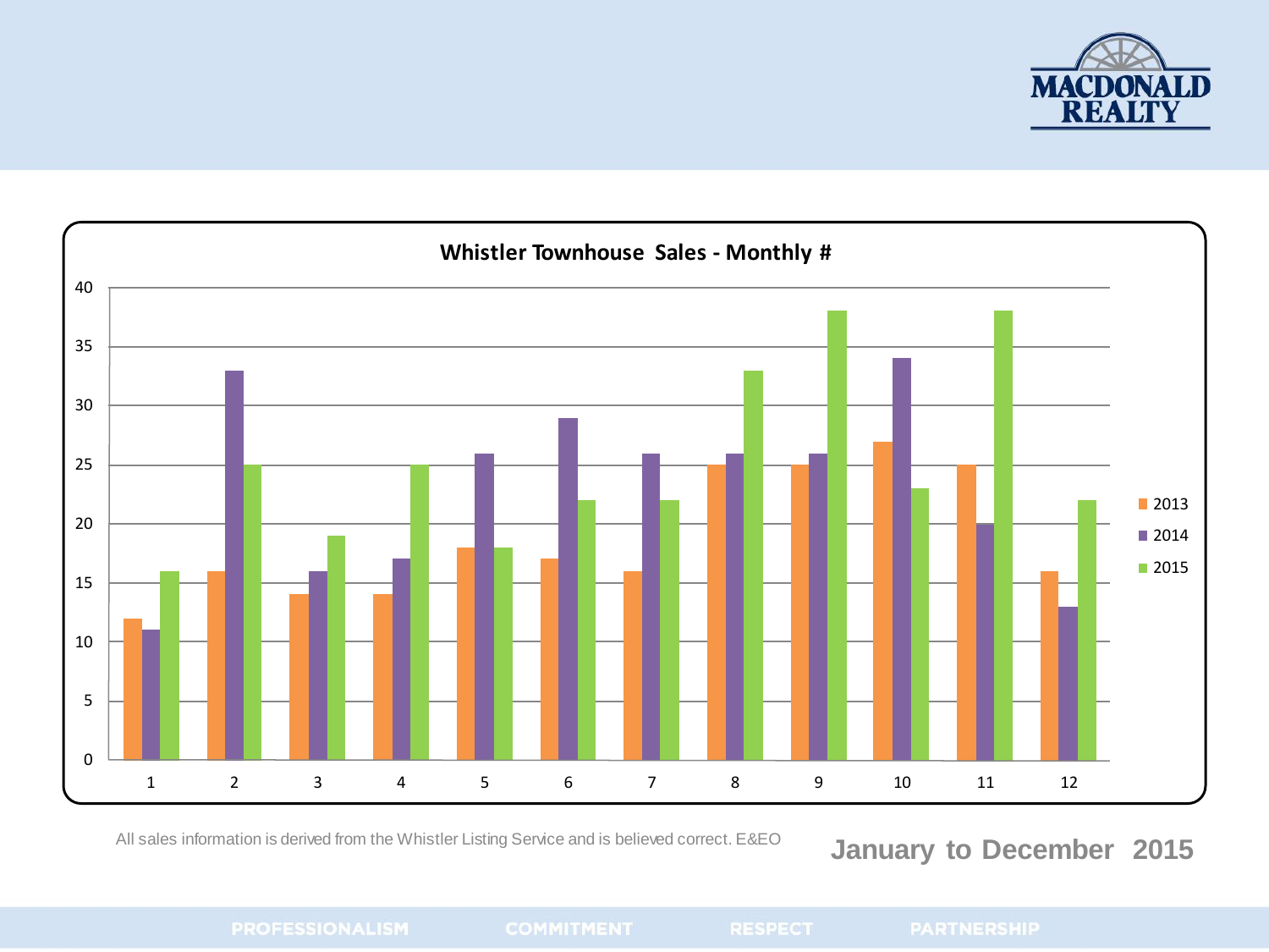## Whistler Townhouse Sales - Monthly #

| Month | 2013 | 2014 | 2015 |
|---|---|---|---|
| 1 | 12 | 11 | 16 |
| 2 | 16 | 33 | 25 |
| 3 | 14 | 16 | 19 |
| 4 | 14 | 17 | 25 |
| 5 | 18 | 26 | 18 |
| 6 | 17 | 29 | 22 |
| 7 | 16 | 26 | 22 |
| 8 | 25 | 26 | 33 |
| 9 | 25 | 26 | 38 |
| 10 | 27 | 34 | 23 |
| 11 | 25 | 20 | 38 |
| 12 | 16 | 13 | 22 |

All sales information is derived from the Whistler Listing Service and is believed correct. E&EO

**January to December 2015**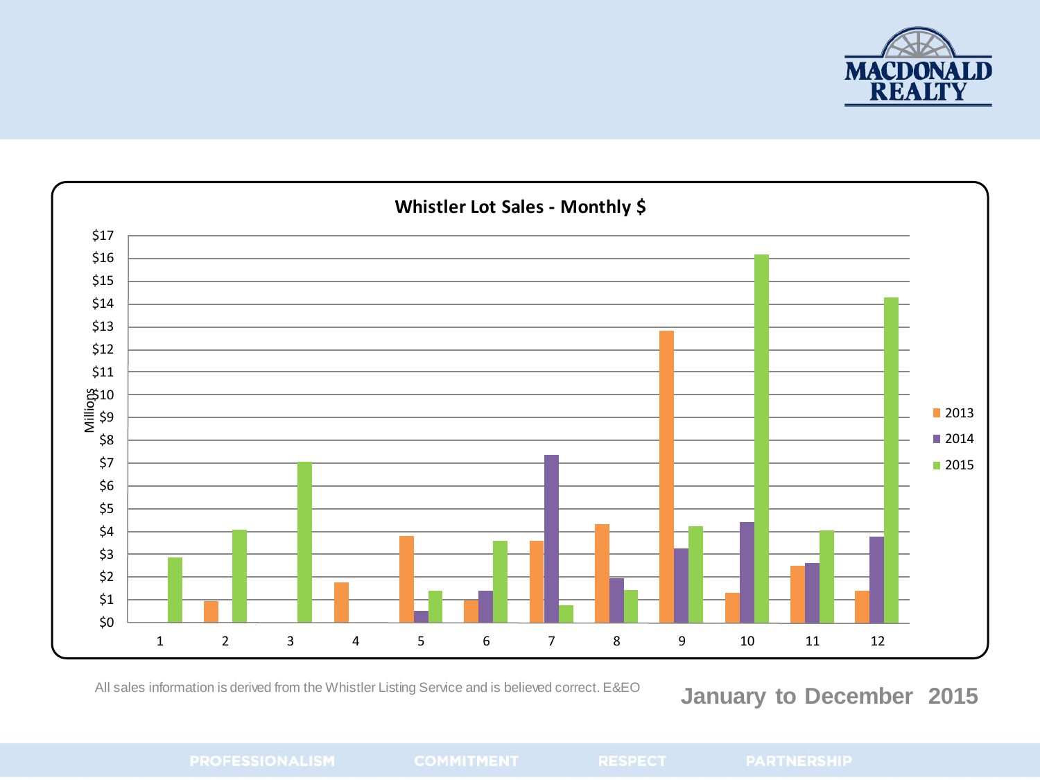## Whistler Lot Sales - Monthly $

| Month | 2013 | 2014 | 2015 |
|---|---|---|---|
| 1 | | | $2.9 |
| 2 | $0.9 | | $4.1 |
| 3 | | | $7.0 |
| 4 | $1.8 | | |
| 5 | $3.8 | $0.5 | $1.4 |
| 6 | $1.0 | $1.4 | $3.6 |
| 7 | $3.6 | $7.4 | $0.8 |
| 8 | $4.3 | $1.9 | $1.4 |
| 9 | $12.8 | $3.2 | $4.2 |
| 10 | $1.3 | $4.4 | $16.2 |
| 11 | $2.5 | $2.6 | $4.0 |
| 12 | $1.4 | $3.8 | $14.3 |

Values in $ Millions.

All sales information is derived from the Whistler Listing Service and is believed correct. E&EO

**January to December 2015**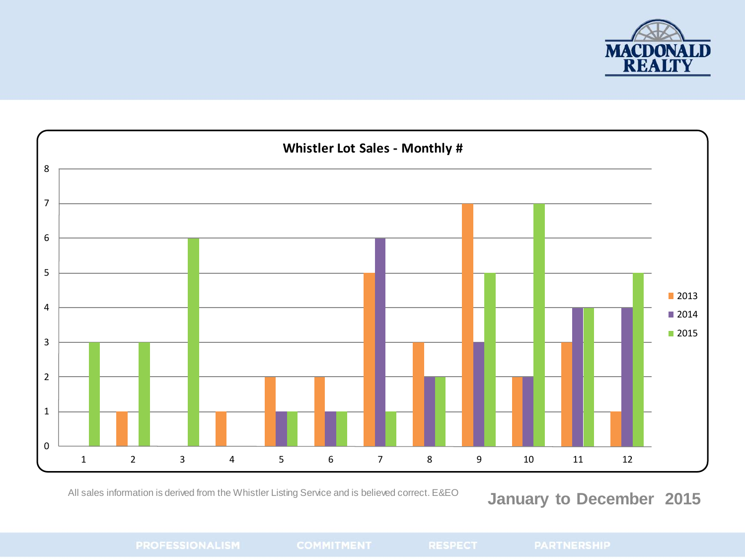## Whistler Lot Sales - Monthly #

| Month | 2013 | 2014 | 2015 |
|---|---|---|---|
| 1 | 0 | 0 | 3 |
| 2 | 1 | 0 | 3 |
| 3 | 0 | 0 | 6 |
| 4 | 1 | 0 | 0 |
| 5 | 2 | 1 | 1 |
| 6 | 2 | 1 | 1 |
| 7 | 5 | 6 | 1 |
| 8 | 3 | 2 | 2 |
| 9 | 7 | 3 | 5 |
| 10 | 2 | 2 | 7 |
| 11 | 3 | 4 | 4 |
| 12 | 1 | 4 | 5 |

All sales information is derived from the Whistler Listing Service and is believed correct. E&EO

**January to December 2015**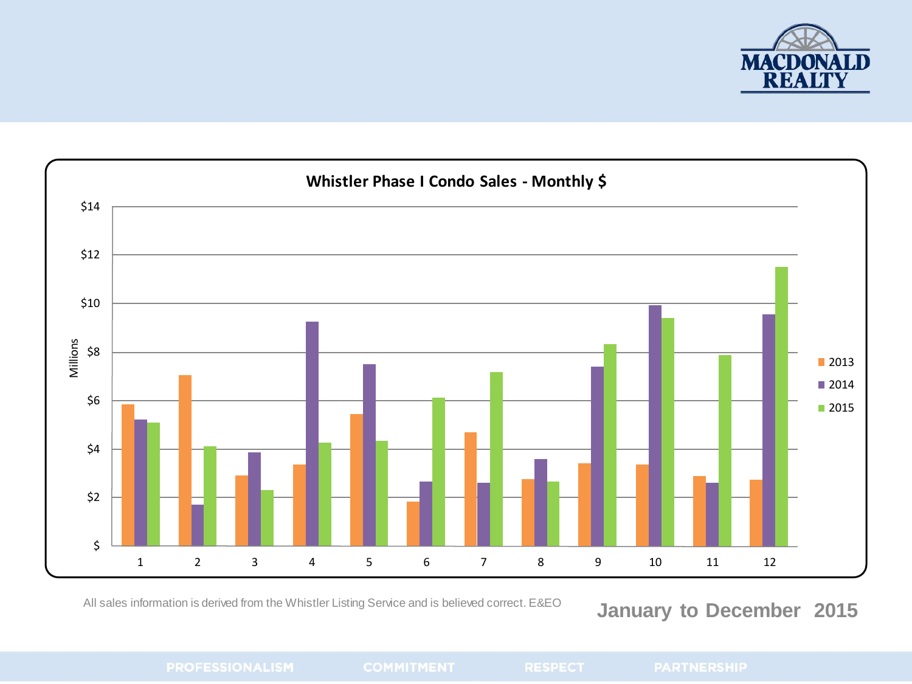## Whistler Phase I Condo Sales - Monthly $

All sales information is derived from the Whistler Listing Service and is believed correct. E&EO

**January to December 2015**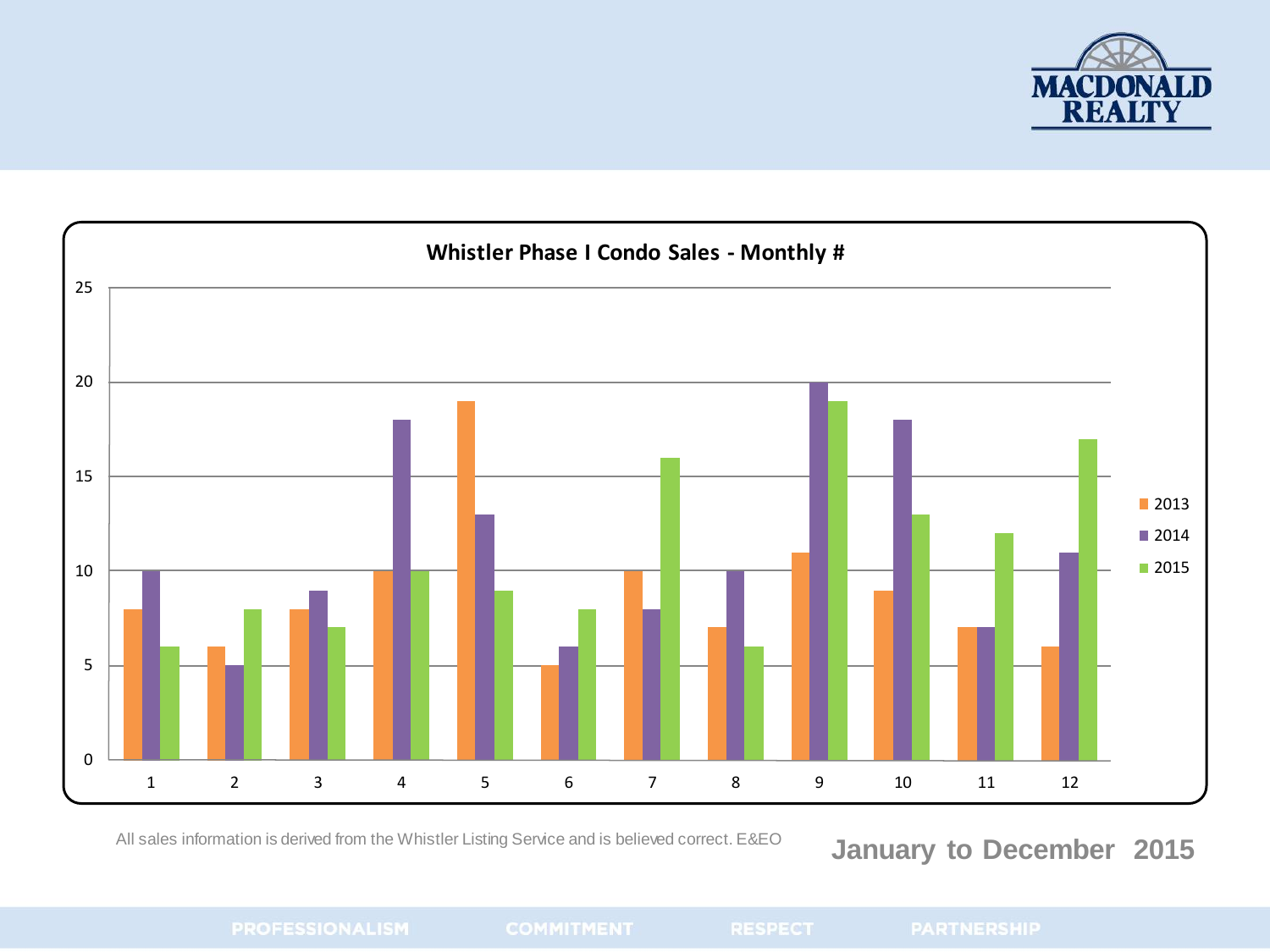## Whistler Phase I Condo Sales - Monthly #

| Month | 2013 | 2014 | 2015 |
|---|---|---|---|
| 1 | 8 | 10 | 6 |
| 2 | 6 | 5 | 8 |
| 3 | 8 | 9 | 7 |
| 4 | 10 | 18 | 10 |
| 5 | 19 | 13 | 9 |
| 6 | 5 | 6 | 8 |
| 7 | 10 | 8 | 16 |
| 8 | 7 | 10 | 6 |
| 9 | 11 | 20 | 19 |
| 10 | 9 | 18 | 13 |
| 11 | 7 | 7 | 12 |
| 12 | 6 | 11 | 17 |

All sales information is derived from the Whistler Listing Service and is believed correct. E&EO

**January to December 2015**

PROFESSIONALISM COMMITMENT RESPECT PARTNERSHIP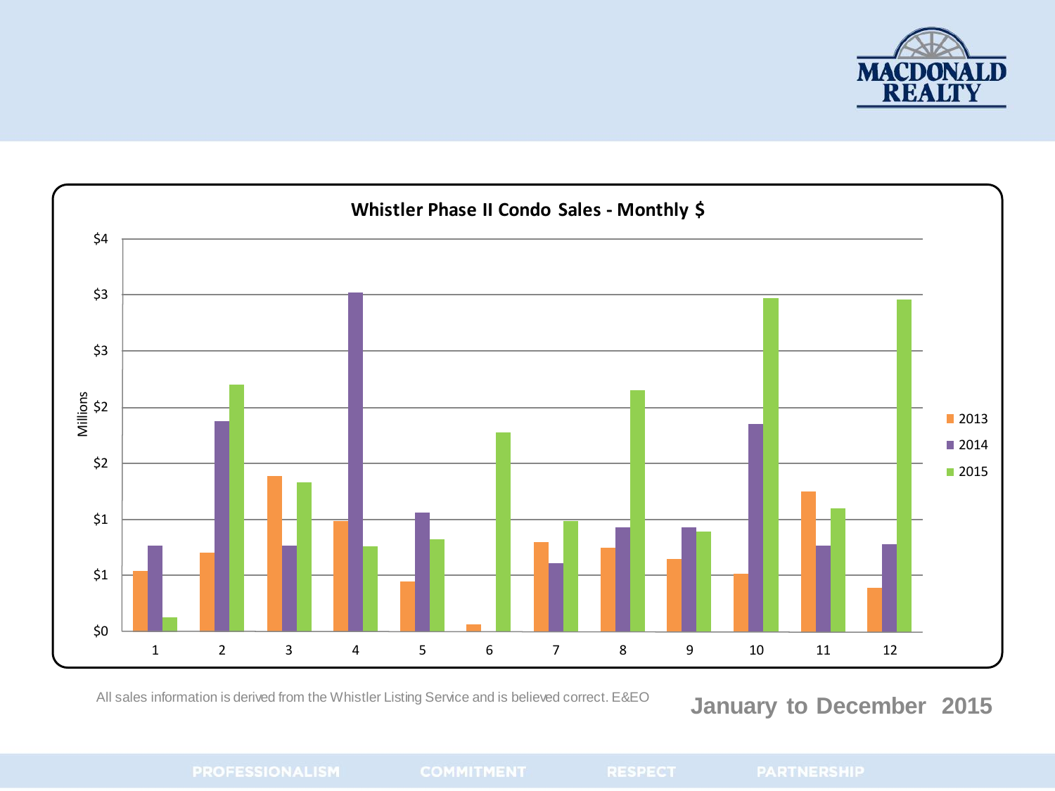**Whistler Phase II Condo Sales - Monthly $**

Millions

$4, $3, $3, $2, $2, $1, $1, $0

1 2 3 4 5 6 7 8 9 10 11 12

2013
2014
2015

All sales information is derived from the Whistler Listing Service and is believed correct. E&EO

**January to December 2015**

PROFESSIONALISM COMMITMENT RESPECT PARTNERSHIP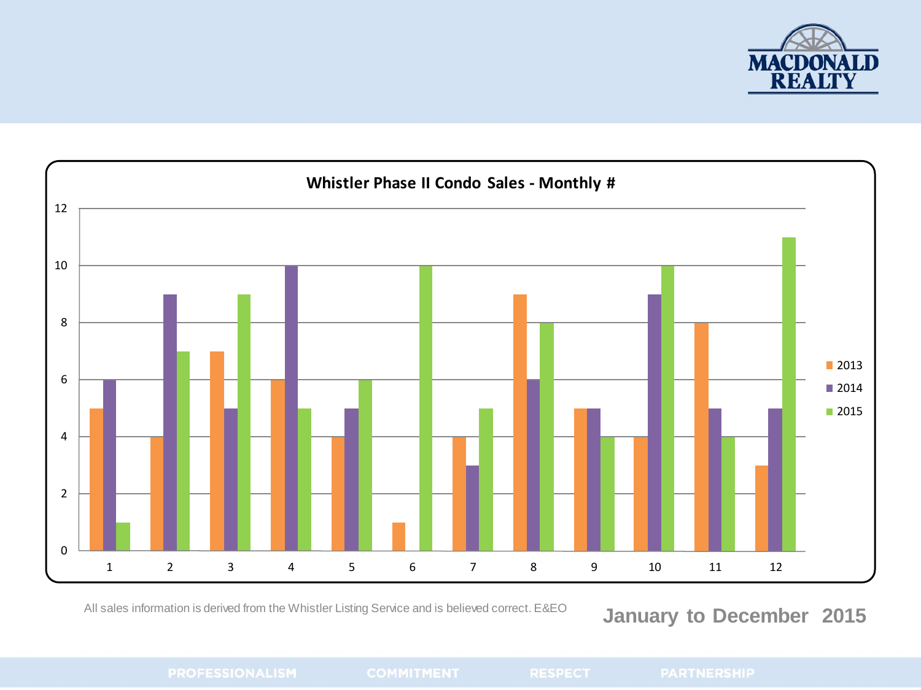MACDONALD REALTY

Whistler Phase II Condo Sales - Monthly #

12
10
8
6
4
2
0

1 2 3 4 5 6 7 8 9 10 11 12

2013
2014
2015

All sales information is derived from the Whistler Listing Service and is believed correct. E&EO

January to December 2015

PROFESSIONALISM COMMITMENT RESPECT PARTNERSHIP